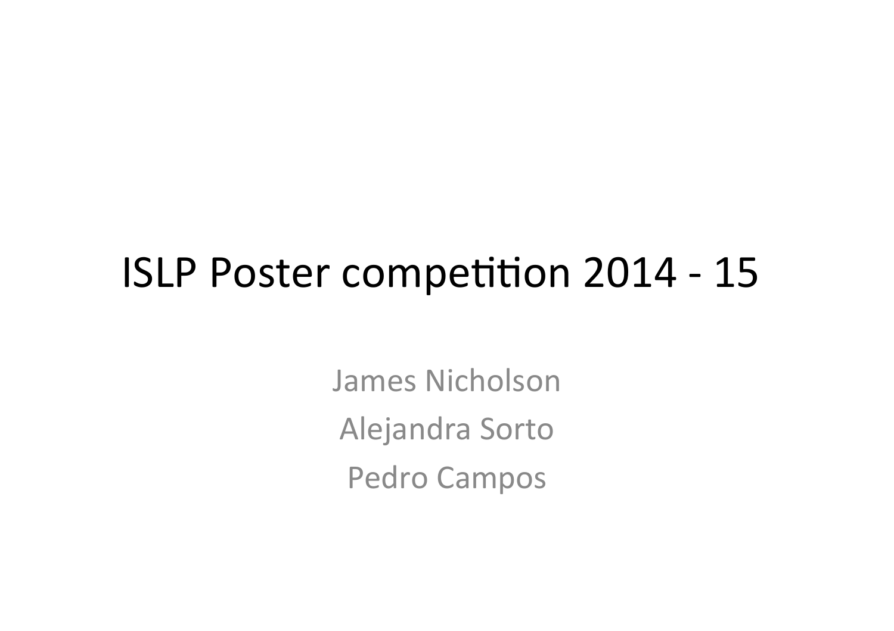# ISLP Poster competition 2014 - 15

James Nicholson

Alejandra Sorto

Pedro Campos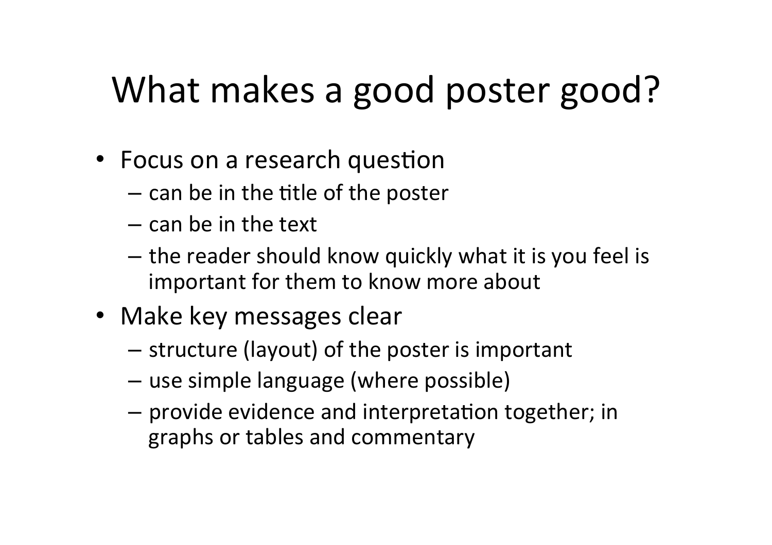# What makes a good poster good?

- Focus on a research question
  - can be in the title of the poster
  - can be in the text
  - the reader should know quickly what it is you feel is important for them to know more about
- Make key messages clear
  - structure (layout) of the poster is important
  - use simple language (where possible)
  - provide evidence and interpretation together; in graphs or tables and commentary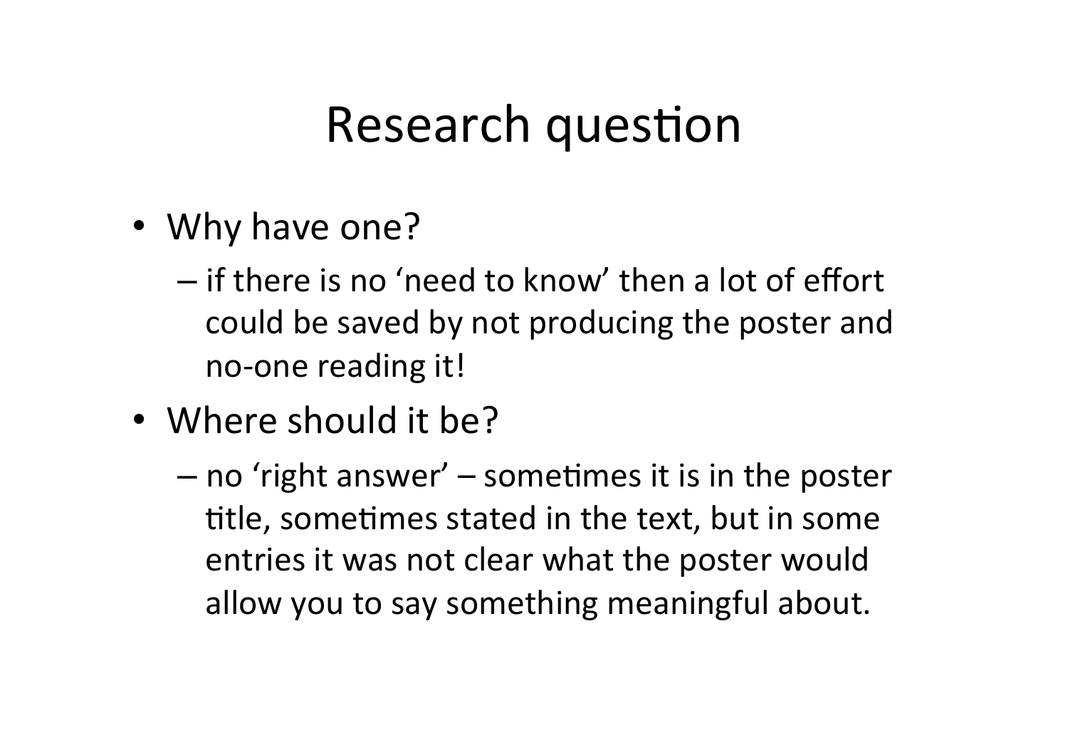# Research question

- Why have one?
  - if there is no 'need to know' then a lot of effort could be saved by not producing the poster and no-one reading it!
- Where should it be?
  - no 'right answer' – sometimes it is in the poster title, sometimes stated in the text, but in some entries it was not clear what the poster would allow you to say something meaningful about.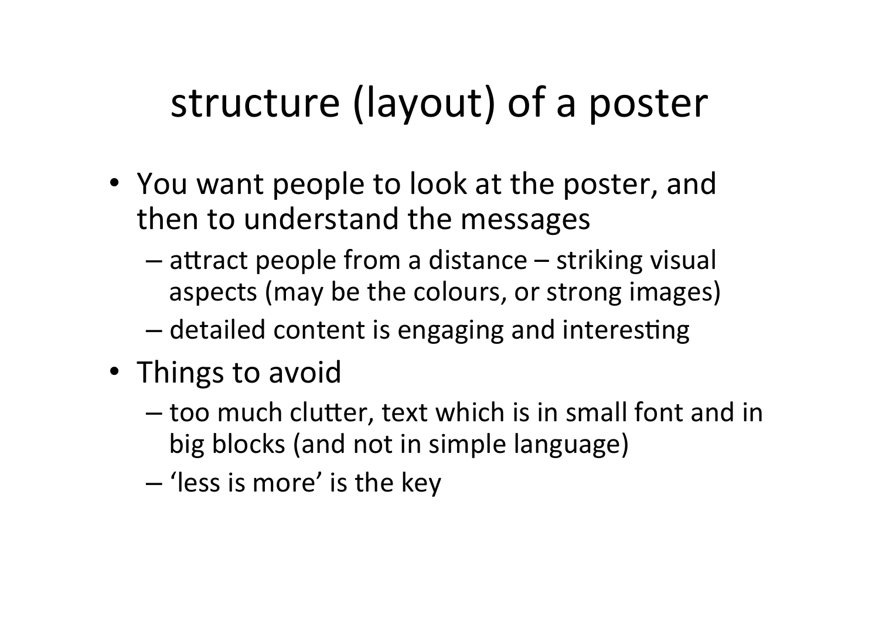# structure (layout) of a poster

- You want people to look at the poster, and then to understand the messages
  - attract people from a distance – striking visual aspects (may be the colours, or strong images)
  - detailed content is engaging and interesting
- Things to avoid
  - too much clutter, text which is in small font and in big blocks (and not in simple language)
  - 'less is more' is the key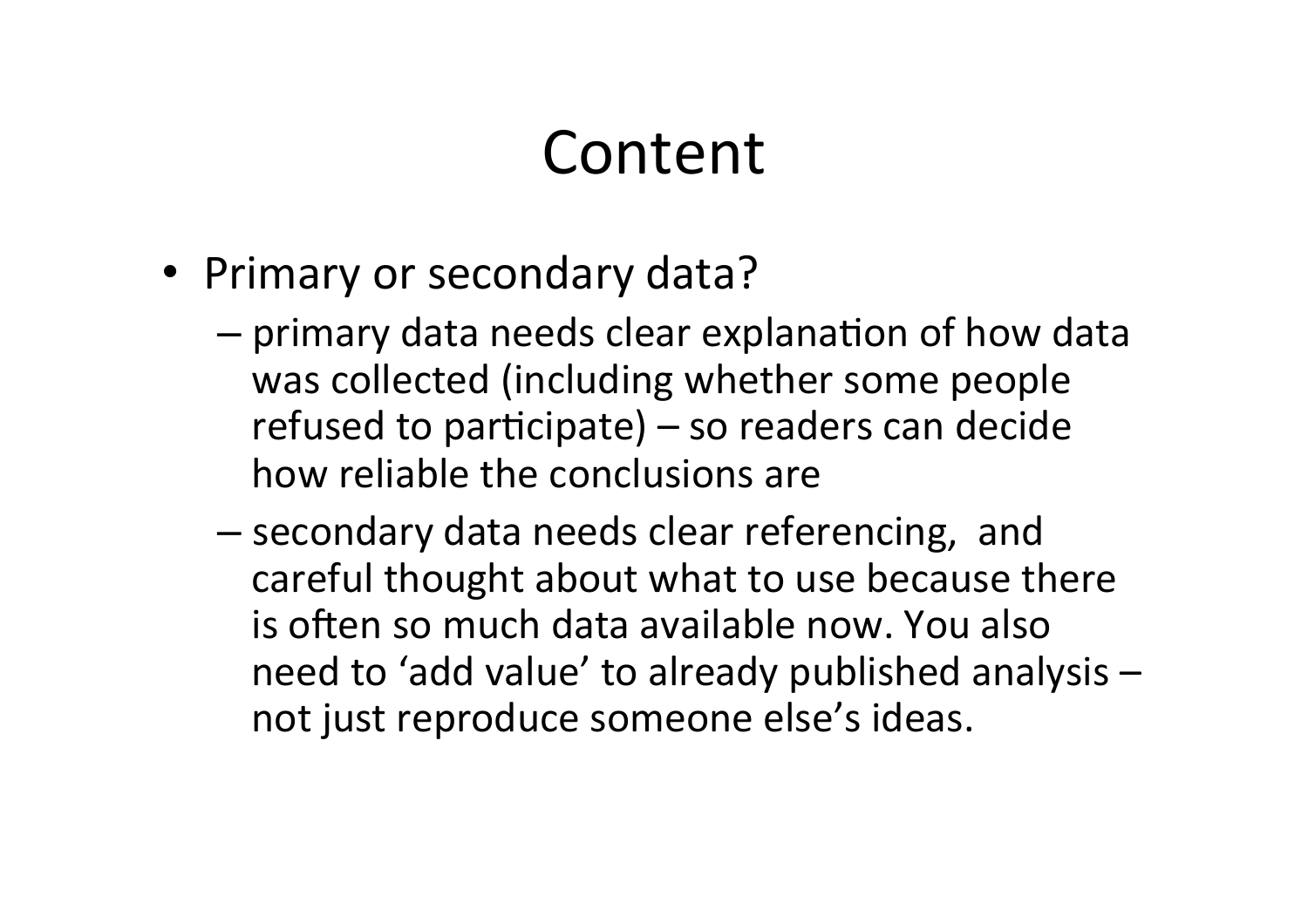# Content

- Primary or secondary data?
  - primary data needs clear explanation of how data was collected (including whether some people refused to participate) – so readers can decide how reliable the conclusions are
  - secondary data needs clear referencing, and careful thought about what to use because there is often so much data available now. You also need to 'add value' to already published analysis – not just reproduce someone else's ideas.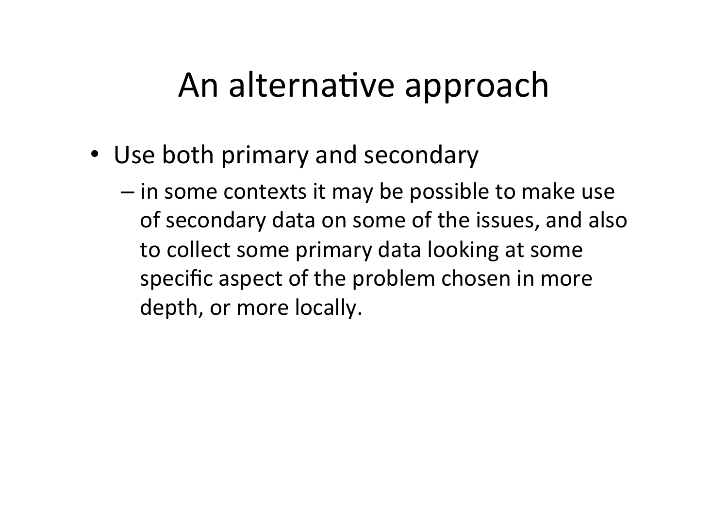# An alternative approach

- Use both primary and secondary
  - in some contexts it may be possible to make use of secondary data on some of the issues, and also to collect some primary data looking at some specific aspect of the problem chosen in more depth, or more locally.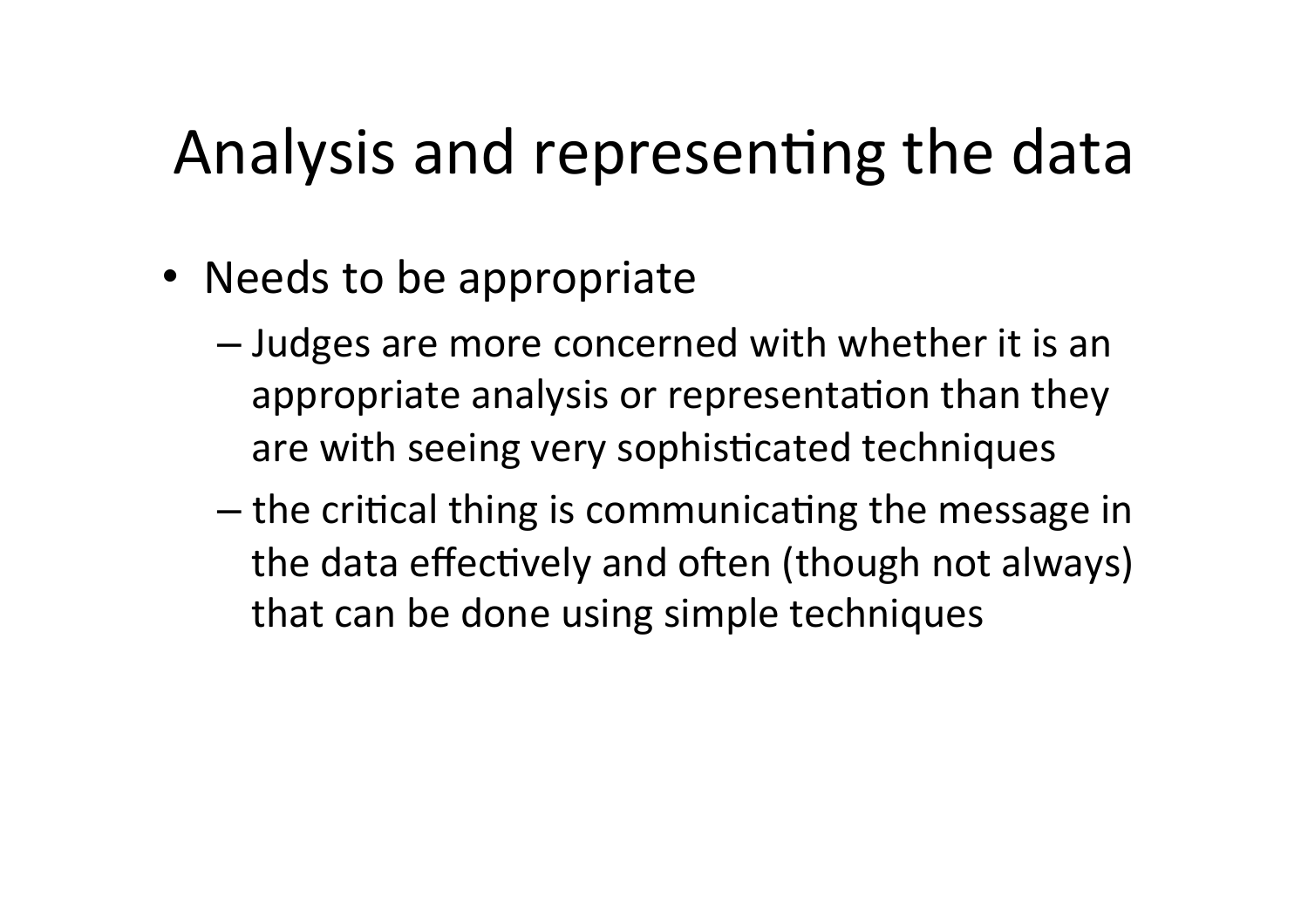# Analysis and representing the data

- Needs to be appropriate
  - Judges are more concerned with whether it is an appropriate analysis or representation than they are with seeing very sophisticated techniques
  - the critical thing is communicating the message in the data effectively and often (though not always) that can be done using simple techniques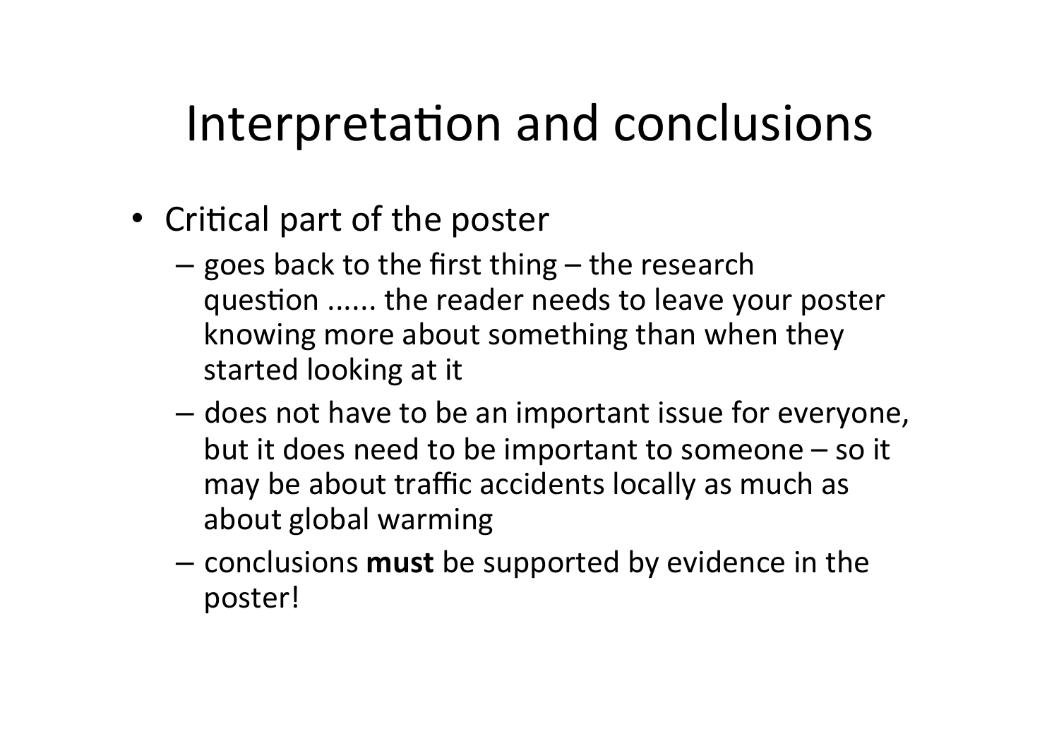# Interpretation and conclusions

- Critical part of the poster
  - goes back to the first thing – the research question ...... the reader needs to leave your poster knowing more about something than when they started looking at it
  - does not have to be an important issue for everyone, but it does need to be important to someone – so it may be about traffic accidents locally as much as about global warming
  - conclusions **must** be supported by evidence in the poster!